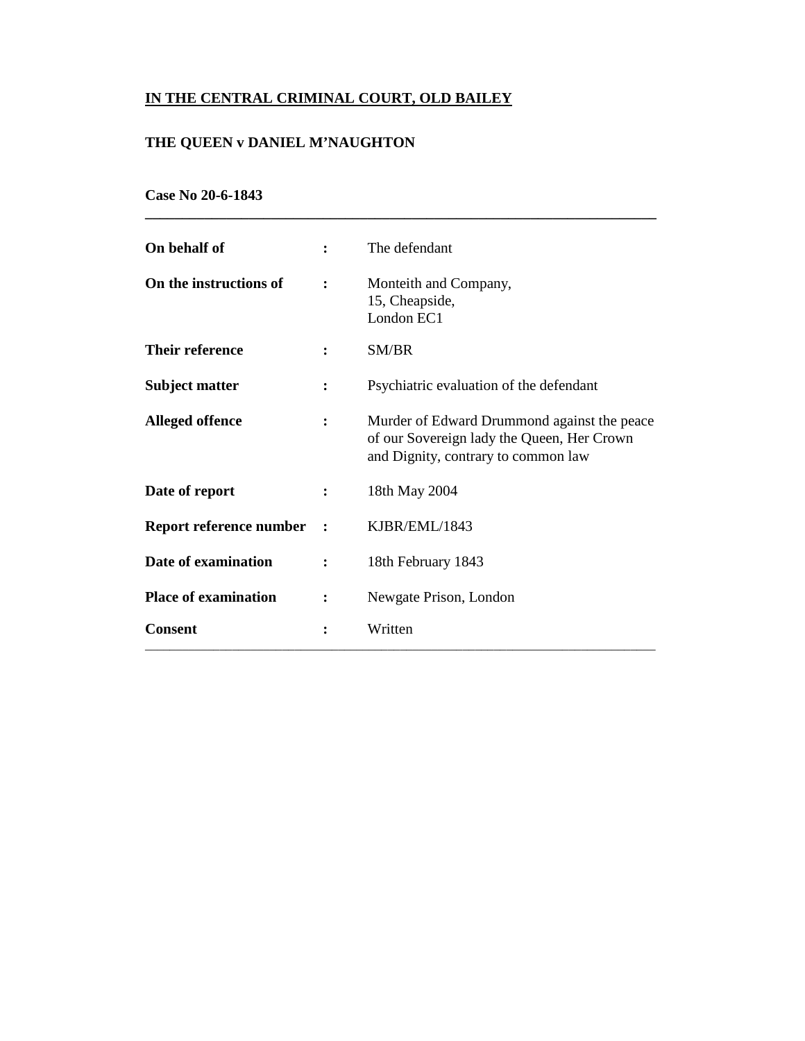**<u>IN THE CENTRAL CRIMINAL COURT, OLD BAILEY</u>**

**THE QUEEN v DANIEL M'NAUGHTON**

**Case No 20-6-1843**

---

| | | |
|---|---|---|
| **On behalf of** | **:** | The defendant |
| **On the instructions of** | **:** | Monteith and Company,<br>15, Cheapside,<br>London EC1 |
| **Their reference** | **:** | SM/BR |
| **Subject matter** | **:** | Psychiatric evaluation of the defendant |
| **Alleged offence** | **:** | Murder of Edward Drummond against the peace of our Sovereign lady the Queen, Her Crown and Dignity, contrary to common law |
| **Date of report** | **:** | 18th May 2004 |
| **Report reference number** | **:** | KJBR/EML/1843 |
| **Date of examination** | **:** | 18th February 1843 |
| **Place of examination** | **:** | Newgate Prison, London |
| **Consent** | **:** | Written |

---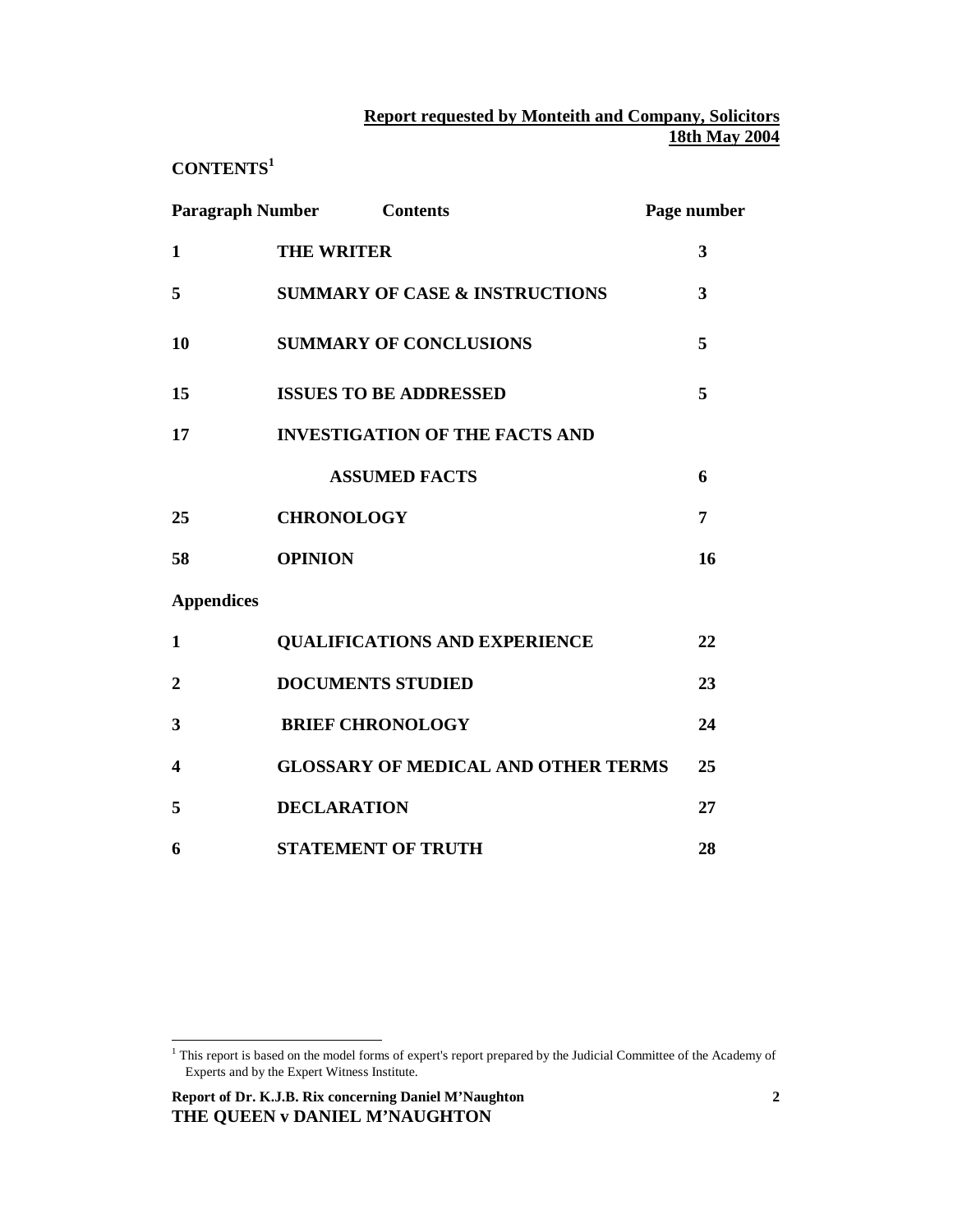**Report requested by Monteith and Company, Solicitors**
**18th May 2004**

## CONTENTS[1]

| Paragraph Number | Contents | Page number |
|---|---|---|
| 1 | THE WRITER | 3 |
| 5 | SUMMARY OF CASE & INSTRUCTIONS | 3 |
| 10 | SUMMARY OF CONCLUSIONS | 5 |
| 15 | ISSUES TO BE ADDRESSED | 5 |
| 17 | INVESTIGATION OF THE FACTS AND ASSUMED FACTS | 6 |
| 25 | CHRONOLOGY | 7 |
| 58 | OPINION | 16 |

**Appendices**

| | | |
|---|---|---|
| 1 | QUALIFICATIONS AND EXPERIENCE | 22 |
| 2 | DOCUMENTS STUDIED | 23 |
| 3 | BRIEF CHRONOLOGY | 24 |
| 4 | GLOSSARY OF MEDICAL AND OTHER TERMS | 25 |
| 5 | DECLARATION | 27 |
| 6 | STATEMENT OF TRUTH | 28 |

[1] This report is based on the model forms of expert's report prepared by the Judicial Committee of the Academy of Experts and by the Expert Witness Institute.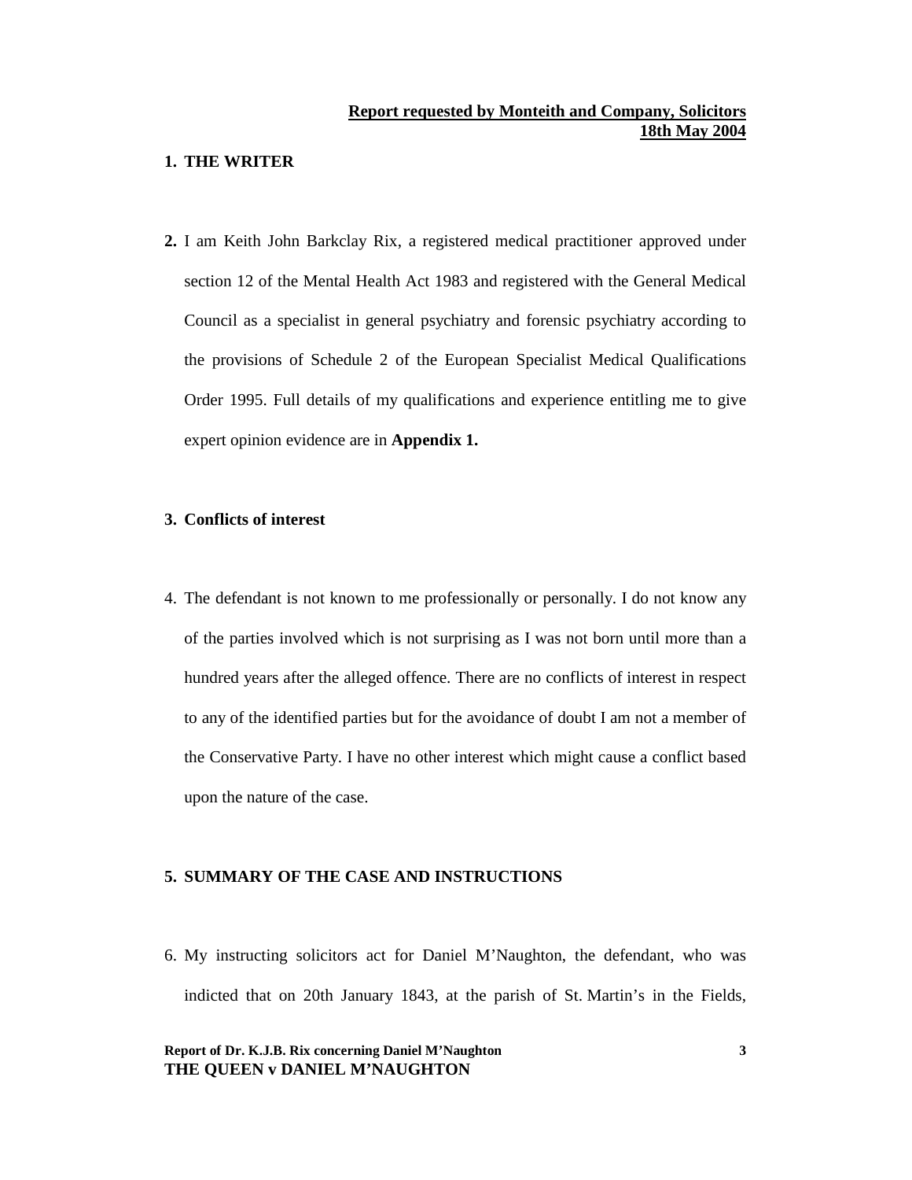**Report requested by Monteith and Company, Solicitors**
**18th May 2004**

**1. THE WRITER**

**2.** I am Keith John Barkclay Rix, a registered medical practitioner approved under section 12 of the Mental Health Act 1983 and registered with the General Medical Council as a specialist in general psychiatry and forensic psychiatry according to the provisions of Schedule 2 of the European Specialist Medical Qualifications Order 1995. Full details of my qualifications and experience entitling me to give expert opinion evidence are in **Appendix 1.**

**3. Conflicts of interest**

4. The defendant is not known to me professionally or personally. I do not know any of the parties involved which is not surprising as I was not born until more than a hundred years after the alleged offence. There are no conflicts of interest in respect to any of the identified parties but for the avoidance of doubt I am not a member of the Conservative Party. I have no other interest which might cause a conflict based upon the nature of the case.

**5. SUMMARY OF THE CASE AND INSTRUCTIONS**

6. My instructing solicitors act for Daniel M'Naughton, the defendant, who was indicted that on 20th January 1843, at the parish of St. Martin's in the Fields,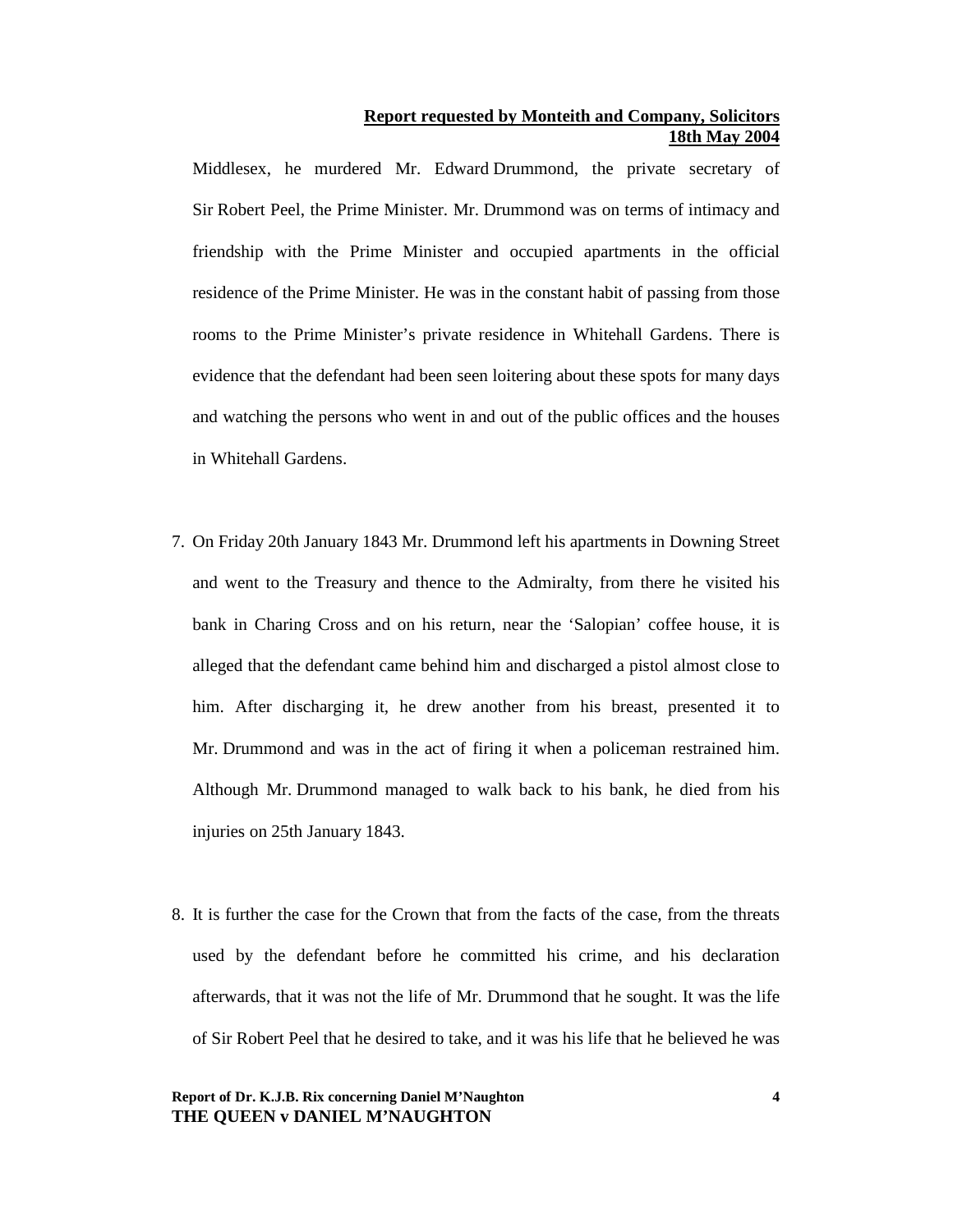Middlesex, he murdered Mr. Edward Drummond, the private secretary of Sir Robert Peel, the Prime Minister. Mr. Drummond was on terms of intimacy and friendship with the Prime Minister and occupied apartments in the official residence of the Prime Minister. He was in the constant habit of passing from those rooms to the Prime Minister's private residence in Whitehall Gardens. There is evidence that the defendant had been seen loitering about these spots for many days and watching the persons who went in and out of the public offices and the houses in Whitehall Gardens.

7. On Friday 20th January 1843 Mr. Drummond left his apartments in Downing Street and went to the Treasury and thence to the Admiralty, from there he visited his bank in Charing Cross and on his return, near the 'Salopian' coffee house, it is alleged that the defendant came behind him and discharged a pistol almost close to him. After discharging it, he drew another from his breast, presented it to Mr. Drummond and was in the act of firing it when a policeman restrained him. Although Mr. Drummond managed to walk back to his bank, he died from his injuries on 25th January 1843.

8. It is further the case for the Crown that from the facts of the case, from the threats used by the defendant before he committed his crime, and his declaration afterwards, that it was not the life of Mr. Drummond that he sought. It was the life of Sir Robert Peel that he desired to take, and it was his life that he believed he was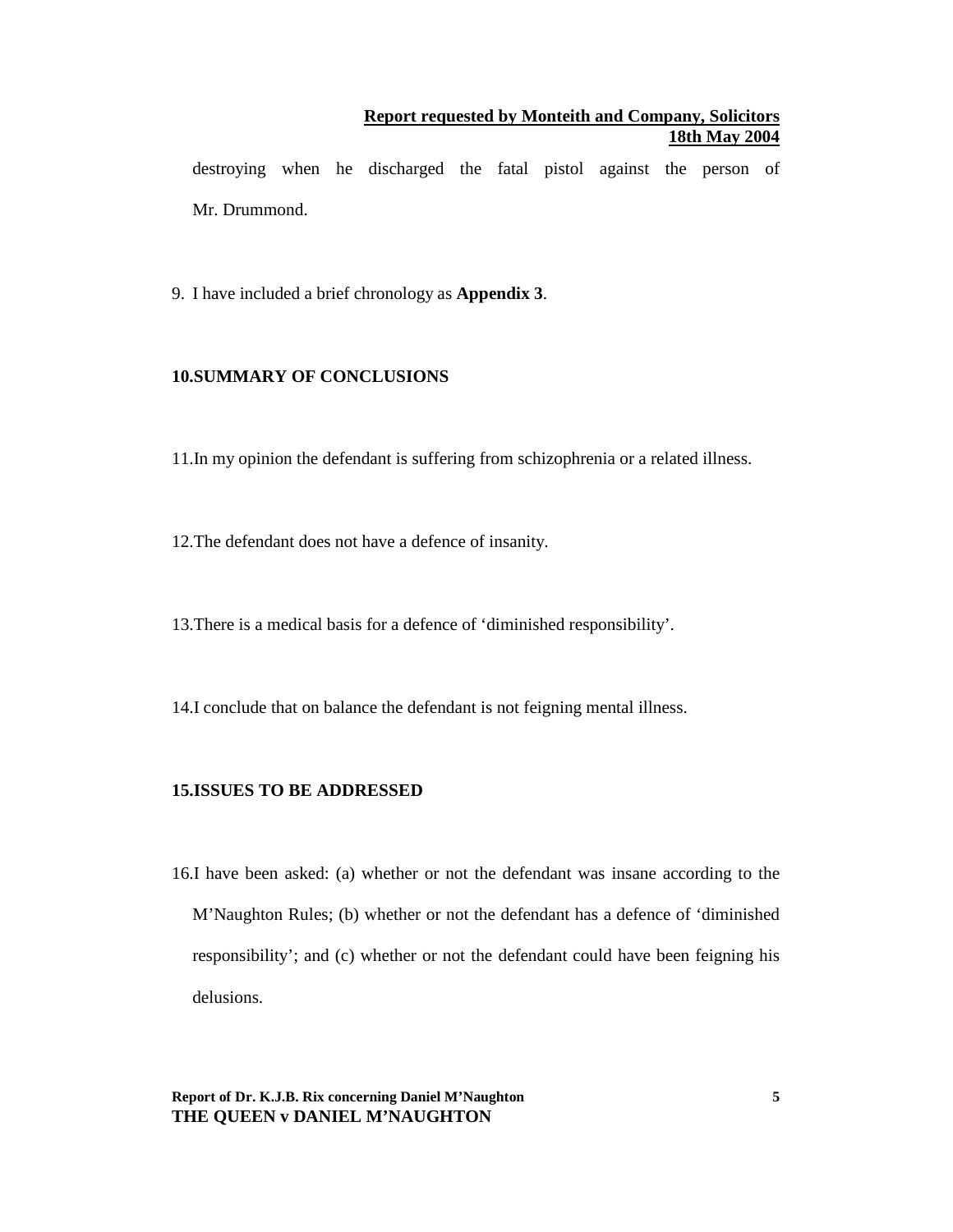destroying when he discharged the fatal pistol against the person of Mr. Drummond.

9. I have included a brief chronology as **Appendix 3**.

**10.SUMMARY OF CONCLUSIONS**

11.In my opinion the defendant is suffering from schizophrenia or a related illness.

12.The defendant does not have a defence of insanity.

13.There is a medical basis for a defence of 'diminished responsibility'.

14.I conclude that on balance the defendant is not feigning mental illness.

**15.ISSUES TO BE ADDRESSED**

16.I have been asked: (a) whether or not the defendant was insane according to the M'Naughton Rules; (b) whether or not the defendant has a defence of 'diminished responsibility'; and (c) whether or not the defendant could have been feigning his delusions.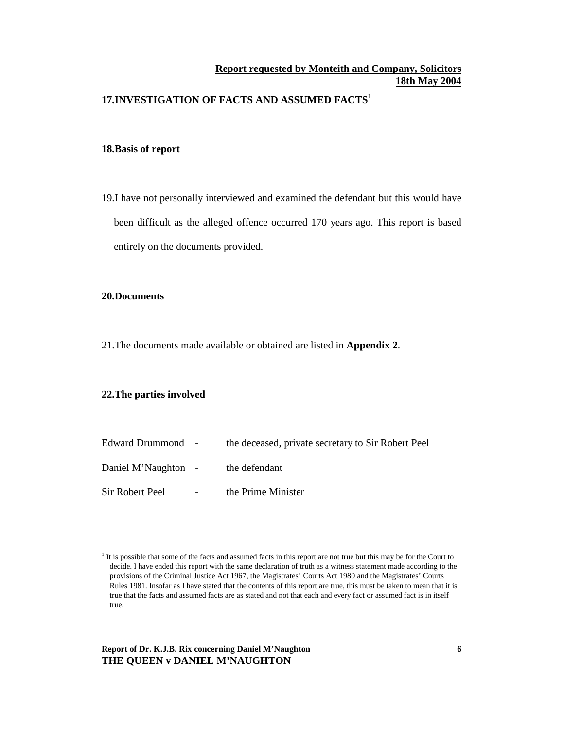**Report requested by Monteith and Company, Solicitors**
**18th May 2004**

## 17.INVESTIGATION OF FACTS AND ASSUMED FACTS[1]

### 18.Basis of report

19.I have not personally interviewed and examined the defendant but this would have been difficult as the alleged offence occurred 170 years ago. This report is based entirely on the documents provided.

### 20.Documents

21.The documents made available or obtained are listed in **Appendix 2**.

### 22.The parties involved

| | | |
|---|---|---|
| Edward Drummond | - | the deceased, private secretary to Sir Robert Peel |
| Daniel M'Naughton | - | the defendant |
| Sir Robert Peel | - | the Prime Minister |

[1] It is possible that some of the facts and assumed facts in this report are not true but this may be for the Court to decide. I have ended this report with the same declaration of truth as a witness statement made according to the provisions of the Criminal Justice Act 1967, the Magistrates' Courts Act 1980 and the Magistrates' Courts Rules 1981. Insofar as I have stated that the contents of this report are true, this must be taken to mean that it is true that the facts and assumed facts are as stated and not that each and every fact or assumed fact is in itself true.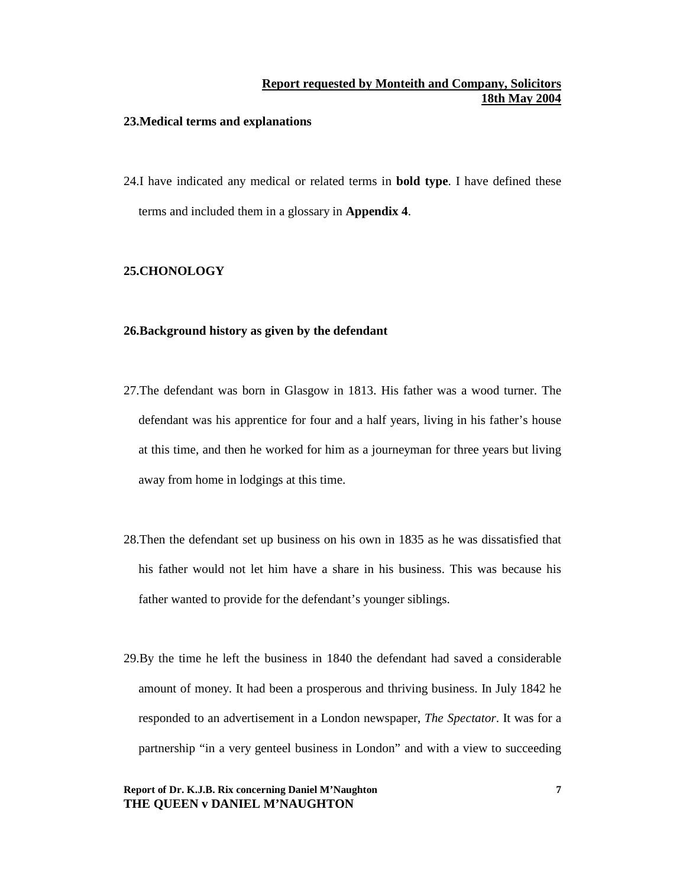**23.Medical terms and explanations**

24.I have indicated any medical or related terms in **bold type**. I have defined these terms and included them in a glossary in **Appendix 4**.

**25.CHONOLOGY**

**26.Background history as given by the defendant**

27.The defendant was born in Glasgow in 1813. His father was a wood turner. The defendant was his apprentice for four and a half years, living in his father's house at this time, and then he worked for him as a journeyman for three years but living away from home in lodgings at this time.

28.Then the defendant set up business on his own in 1835 as he was dissatisfied that his father would not let him have a share in his business. This was because his father wanted to provide for the defendant's younger siblings.

29.By the time he left the business in 1840 the defendant had saved a considerable amount of money. It had been a prosperous and thriving business. In July 1842 he responded to an advertisement in a London newspaper, *The Spectator*. It was for a partnership "in a very genteel business in London" and with a view to succeeding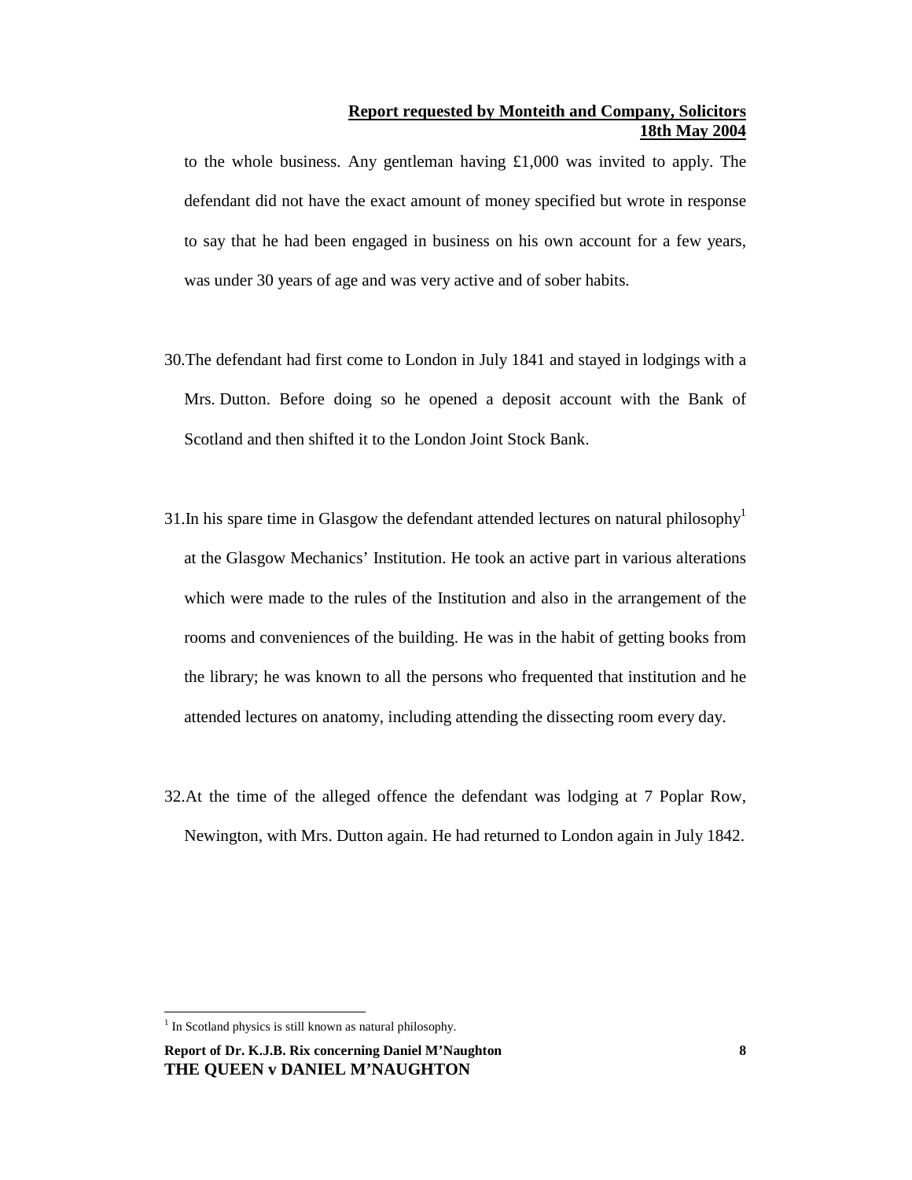to the whole business. Any gentleman having £1,000 was invited to apply. The defendant did not have the exact amount of money specified but wrote in response to say that he had been engaged in business on his own account for a few years, was under 30 years of age and was very active and of sober habits.

30. The defendant had first come to London in July 1841 and stayed in lodgings with a Mrs. Dutton. Before doing so he opened a deposit account with the Bank of Scotland and then shifted it to the London Joint Stock Bank.

31. In his spare time in Glasgow the defendant attended lectures on natural philosophy[1] at the Glasgow Mechanics' Institution. He took an active part in various alterations which were made to the rules of the Institution and also in the arrangement of the rooms and conveniences of the building. He was in the habit of getting books from the library; he was known to all the persons who frequented that institution and he attended lectures on anatomy, including attending the dissecting room every day.

32. At the time of the alleged offence the defendant was lodging at 7 Poplar Row, Newington, with Mrs. Dutton again. He had returned to London again in July 1842.

[1] In Scotland physics is still known as natural philosophy.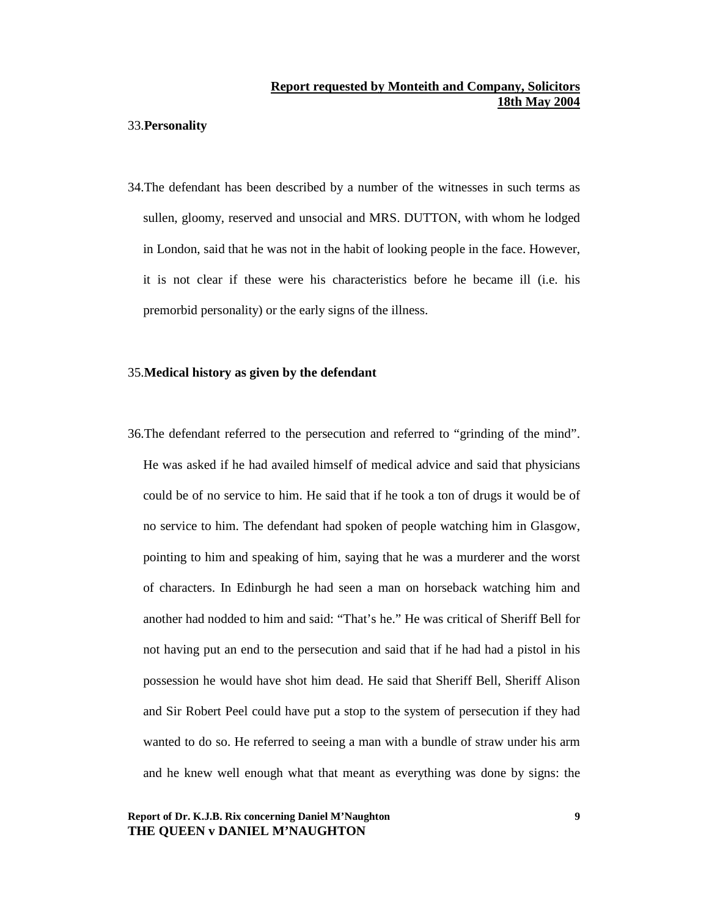33. **Personality**

34. The defendant has been described by a number of the witnesses in such terms as sullen, gloomy, reserved and unsocial and MRS. DUTTON, with whom he lodged in London, said that he was not in the habit of looking people in the face. However, it is not clear if these were his characteristics before he became ill (i.e. his premorbid personality) or the early signs of the illness.

35. **Medical history as given by the defendant**

36. The defendant referred to the persecution and referred to "grinding of the mind". He was asked if he had availed himself of medical advice and said that physicians could be of no service to him. He said that if he took a ton of drugs it would be of no service to him. The defendant had spoken of people watching him in Glasgow, pointing to him and speaking of him, saying that he was a murderer and the worst of characters. In Edinburgh he had seen a man on horseback watching him and another had nodded to him and said: "That's he." He was critical of Sheriff Bell for not having put an end to the persecution and said that if he had had a pistol in his possession he would have shot him dead. He said that Sheriff Bell, Sheriff Alison and Sir Robert Peel could have put a stop to the system of persecution if they had wanted to do so. He referred to seeing a man with a bundle of straw under his arm and he knew well enough what that meant as everything was done by signs: the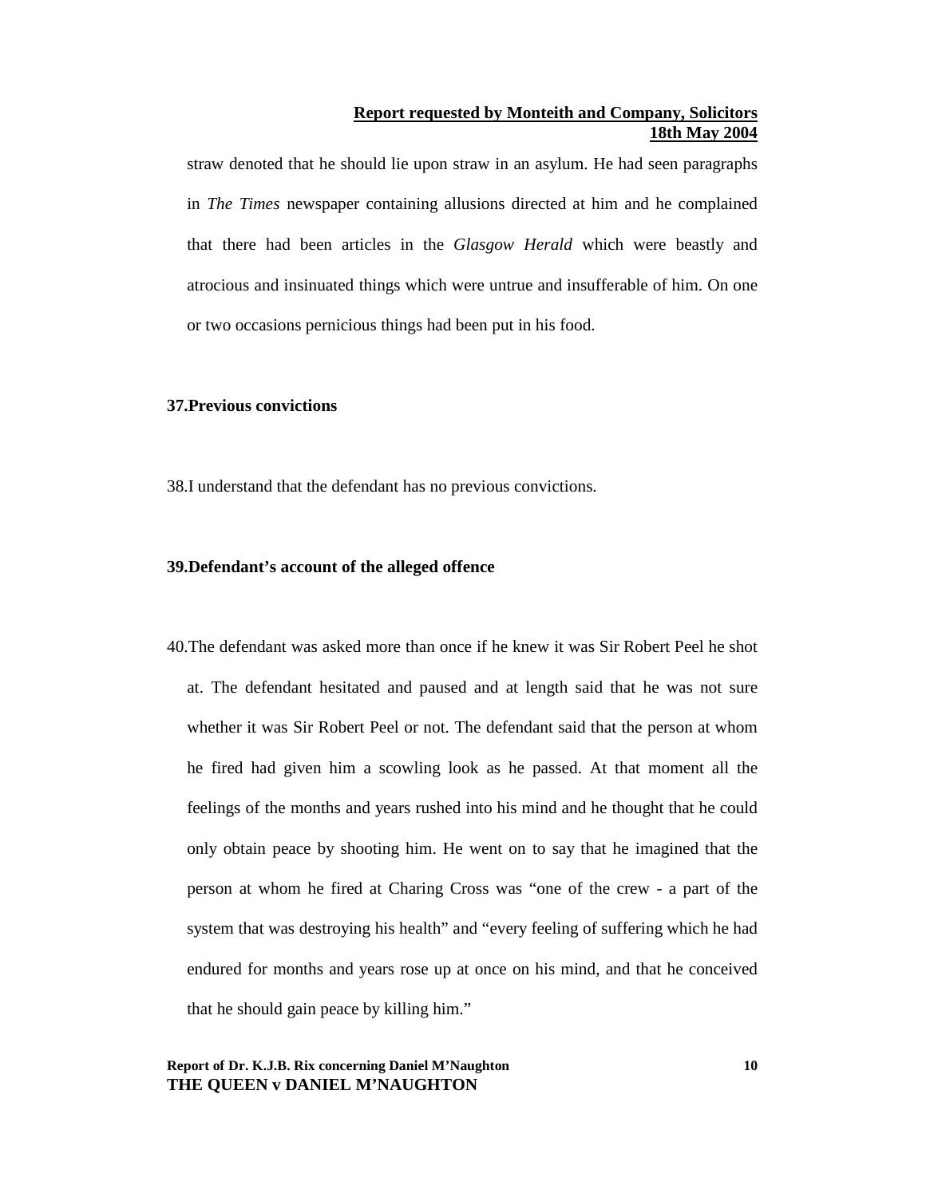straw denoted that he should lie upon straw in an asylum. He had seen paragraphs in *The Times* newspaper containing allusions directed at him and he complained that there had been articles in the *Glasgow Herald* which were beastly and atrocious and insinuated things which were untrue and insufferable of him. On one or two occasions pernicious things had been put in his food.

**37.Previous convictions**

38.I understand that the defendant has no previous convictions.

**39.Defendant's account of the alleged offence**

40.The defendant was asked more than once if he knew it was Sir Robert Peel he shot at. The defendant hesitated and paused and at length said that he was not sure whether it was Sir Robert Peel or not. The defendant said that the person at whom he fired had given him a scowling look as he passed. At that moment all the feelings of the months and years rushed into his mind and he thought that he could only obtain peace by shooting him. He went on to say that he imagined that the person at whom he fired at Charing Cross was "one of the crew - a part of the system that was destroying his health" and "every feeling of suffering which he had endured for months and years rose up at once on his mind, and that he conceived that he should gain peace by killing him."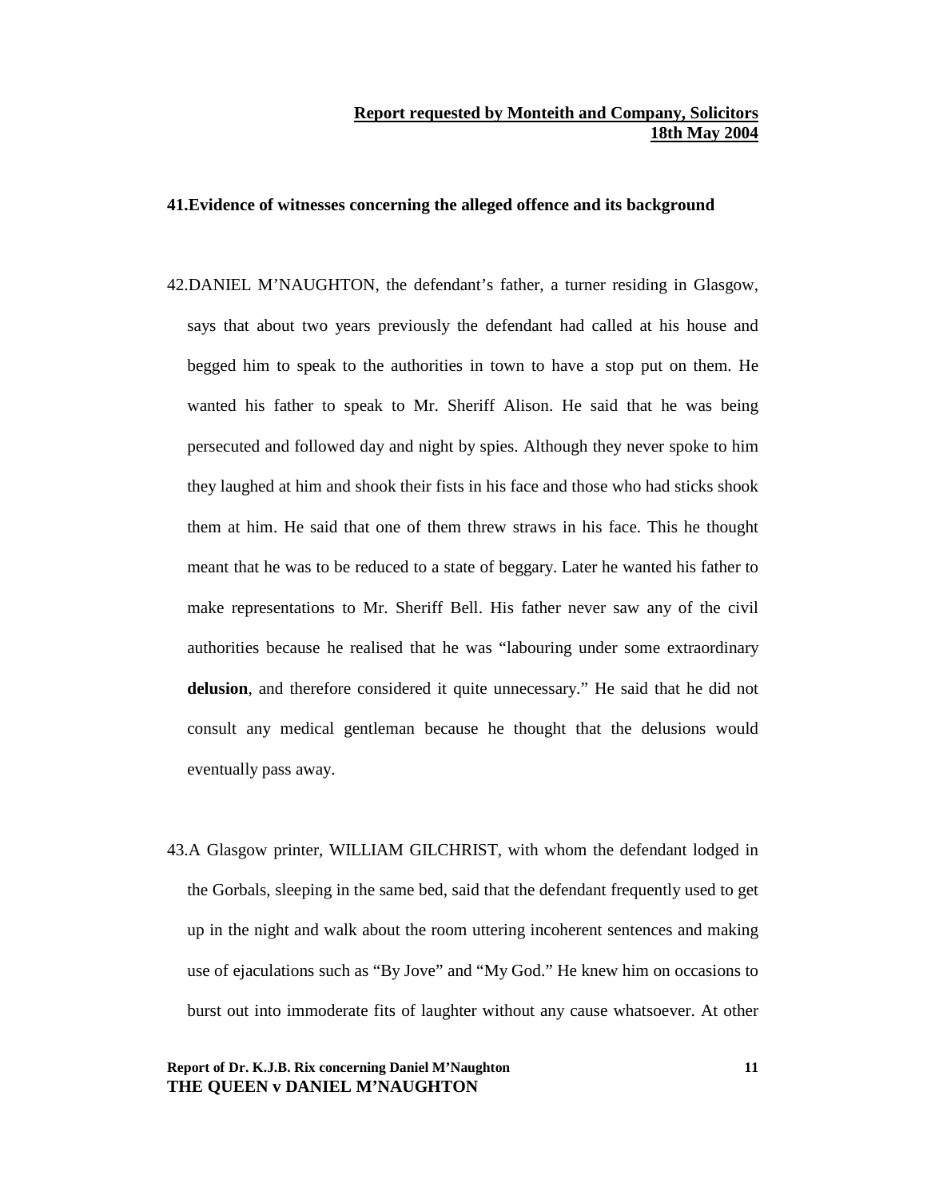**41. Evidence of witnesses concerning the alleged offence and its background**

42. DANIEL M'NAUGHTON, the defendant's father, a turner residing in Glasgow, says that about two years previously the defendant had called at his house and begged him to speak to the authorities in town to have a stop put on them. He wanted his father to speak to Mr. Sheriff Alison. He said that he was being persecuted and followed day and night by spies. Although they never spoke to him they laughed at him and shook their fists in his face and those who had sticks shook them at him. He said that one of them threw straws in his face. This he thought meant that he was to be reduced to a state of beggary. Later he wanted his father to make representations to Mr. Sheriff Bell. His father never saw any of the civil authorities because he realised that he was "labouring under some extraordinary **delusion**, and therefore considered it quite unnecessary." He said that he did not consult any medical gentleman because he thought that the delusions would eventually pass away.

43. A Glasgow printer, WILLIAM GILCHRIST, with whom the defendant lodged in the Gorbals, sleeping in the same bed, said that the defendant frequently used to get up in the night and walk about the room uttering incoherent sentences and making use of ejaculations such as "By Jove" and "My God." He knew him on occasions to burst out into immoderate fits of laughter without any cause whatsoever. At other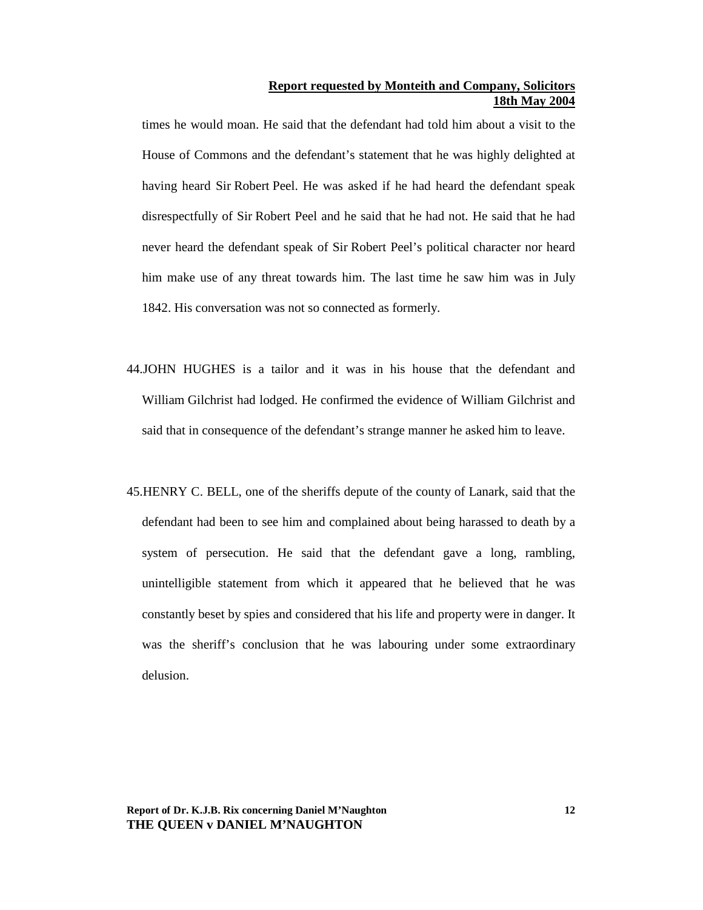times he would moan. He said that the defendant had told him about a visit to the House of Commons and the defendant's statement that he was highly delighted at having heard Sir Robert Peel. He was asked if he had heard the defendant speak disrespectfully of Sir Robert Peel and he said that he had not. He said that he had never heard the defendant speak of Sir Robert Peel's political character nor heard him make use of any threat towards him. The last time he saw him was in July 1842. His conversation was not so connected as formerly.

44. JOHN HUGHES is a tailor and it was in his house that the defendant and William Gilchrist had lodged. He confirmed the evidence of William Gilchrist and said that in consequence of the defendant's strange manner he asked him to leave.

45. HENRY C. BELL, one of the sheriffs depute of the county of Lanark, said that the defendant had been to see him and complained about being harassed to death by a system of persecution. He said that the defendant gave a long, rambling, unintelligible statement from which it appeared that he believed that he was constantly beset by spies and considered that his life and property were in danger. It was the sheriff's conclusion that he was labouring under some extraordinary delusion.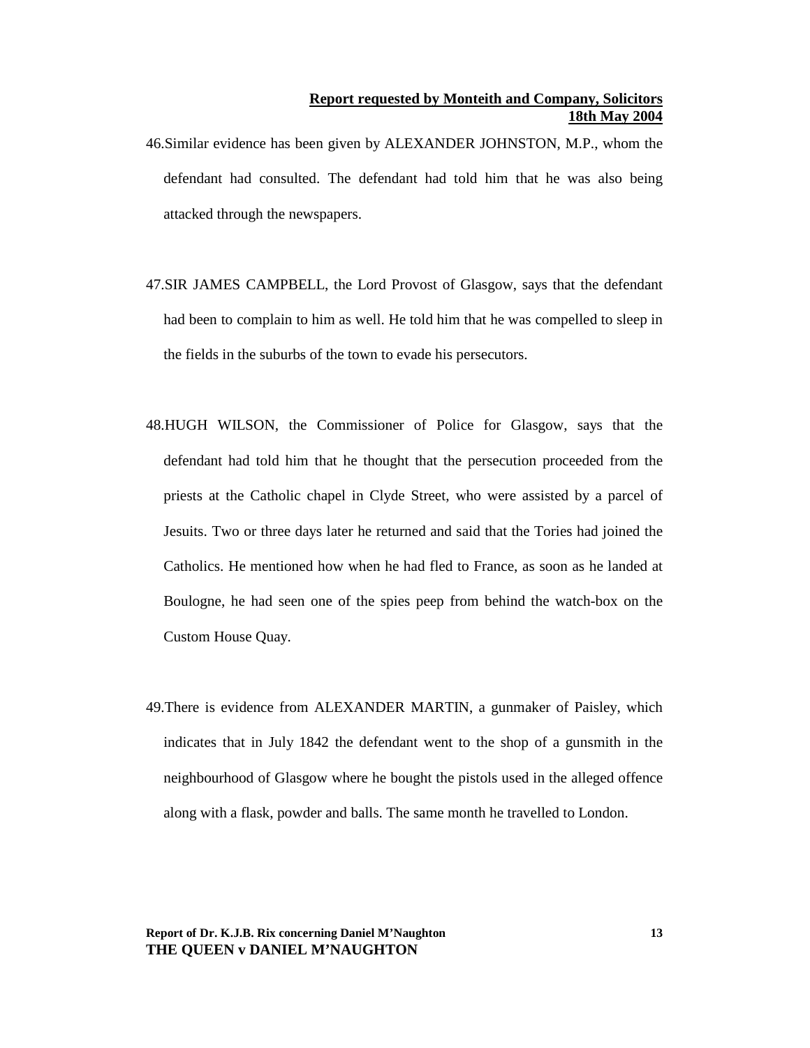46. Similar evidence has been given by ALEXANDER JOHNSTON, M.P., whom the defendant had consulted. The defendant had told him that he was also being attacked through the newspapers.

47. SIR JAMES CAMPBELL, the Lord Provost of Glasgow, says that the defendant had been to complain to him as well. He told him that he was compelled to sleep in the fields in the suburbs of the town to evade his persecutors.

48. HUGH WILSON, the Commissioner of Police for Glasgow, says that the defendant had told him that he thought that the persecution proceeded from the priests at the Catholic chapel in Clyde Street, who were assisted by a parcel of Jesuits. Two or three days later he returned and said that the Tories had joined the Catholics. He mentioned how when he had fled to France, as soon as he landed at Boulogne, he had seen one of the spies peep from behind the watch-box on the Custom House Quay.

49. There is evidence from ALEXANDER MARTIN, a gunmaker of Paisley, which indicates that in July 1842 the defendant went to the shop of a gunsmith in the neighbourhood of Glasgow where he bought the pistols used in the alleged offence along with a flask, powder and balls. The same month he travelled to London.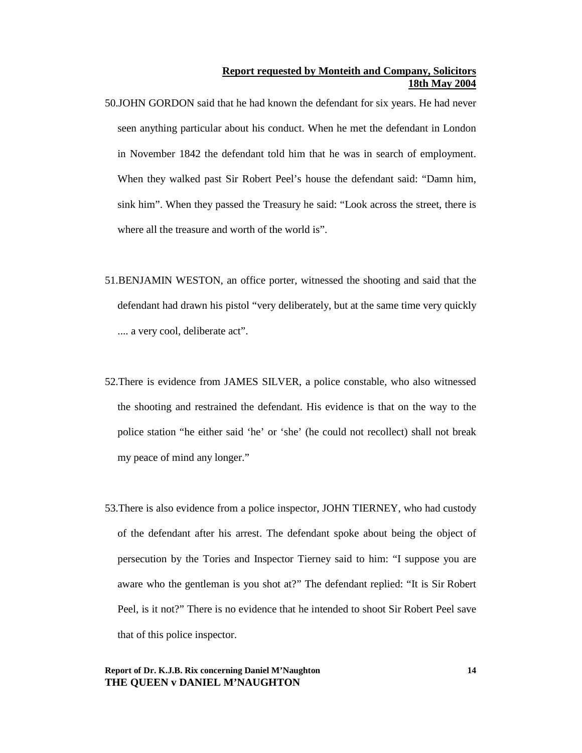50. JOHN GORDON said that he had known the defendant for six years. He had never seen anything particular about his conduct. When he met the defendant in London in November 1842 the defendant told him that he was in search of employment. When they walked past Sir Robert Peel's house the defendant said: "Damn him, sink him". When they passed the Treasury he said: "Look across the street, there is where all the treasure and worth of the world is".

51. BENJAMIN WESTON, an office porter, witnessed the shooting and said that the defendant had drawn his pistol "very deliberately, but at the same time very quickly .... a very cool, deliberate act".

52. There is evidence from JAMES SILVER, a police constable, who also witnessed the shooting and restrained the defendant. His evidence is that on the way to the police station "he either said 'he' or 'she' (he could not recollect) shall not break my peace of mind any longer."

53. There is also evidence from a police inspector, JOHN TIERNEY, who had custody of the defendant after his arrest. The defendant spoke about being the object of persecution by the Tories and Inspector Tierney said to him: "I suppose you are aware who the gentleman is you shot at?" The defendant replied: "It is Sir Robert Peel, is it not?" There is no evidence that he intended to shoot Sir Robert Peel save that of this police inspector.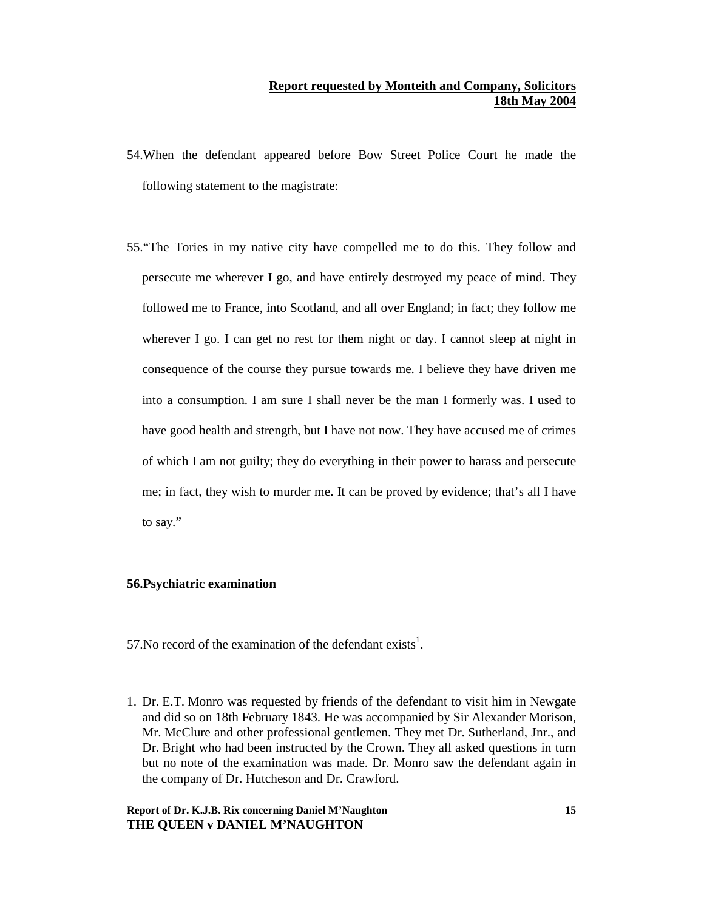54. When the defendant appeared before Bow Street Police Court he made the following statement to the magistrate:

55. "The Tories in my native city have compelled me to do this. They follow and persecute me wherever I go, and have entirely destroyed my peace of mind. They followed me to France, into Scotland, and all over England; in fact; they follow me wherever I go. I can get no rest for them night or day. I cannot sleep at night in consequence of the course they pursue towards me. I believe they have driven me into a consumption. I am sure I shall never be the man I formerly was. I used to have good health and strength, but I have not now. They have accused me of crimes of which I am not guilty; they do everything in their power to harass and persecute me; in fact, they wish to murder me. It can be proved by evidence; that's all I have to say."

**56. Psychiatric examination**

57. No record of the examination of the defendant exists[1].

---

1. Dr. E.T. Monro was requested by friends of the defendant to visit him in Newgate and did so on 18th February 1843. He was accompanied by Sir Alexander Morison, Mr. McClure and other professional gentlemen. They met Dr. Sutherland, Jnr., and Dr. Bright who had been instructed by the Crown. They all asked questions in turn but no note of the examination was made. Dr. Monro saw the defendant again in the company of Dr. Hutcheson and Dr. Crawford.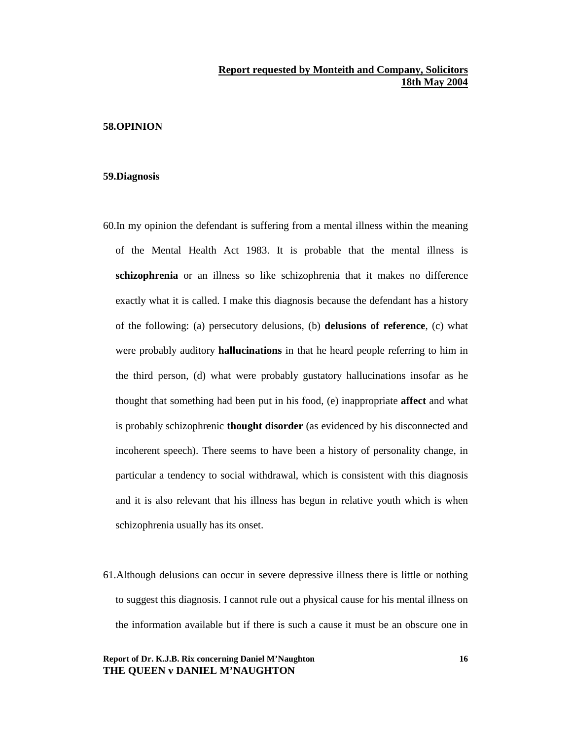**58.OPINION**

**59.Diagnosis**

60.In my opinion the defendant is suffering from a mental illness within the meaning of the Mental Health Act 1983. It is probable that the mental illness is **schizophrenia** or an illness so like schizophrenia that it makes no difference exactly what it is called. I make this diagnosis because the defendant has a history of the following: (a) persecutory delusions, (b) **delusions of reference**, (c) what were probably auditory **hallucinations** in that he heard people referring to him in the third person, (d) what were probably gustatory hallucinations insofar as he thought that something had been put in his food, (e) inappropriate **affect** and what is probably schizophrenic **thought disorder** (as evidenced by his disconnected and incoherent speech). There seems to have been a history of personality change, in particular a tendency to social withdrawal, which is consistent with this diagnosis and it is also relevant that his illness has begun in relative youth which is when schizophrenia usually has its onset.

61.Although delusions can occur in severe depressive illness there is little or nothing to suggest this diagnosis. I cannot rule out a physical cause for his mental illness on the information available but if there is such a cause it must be an obscure one in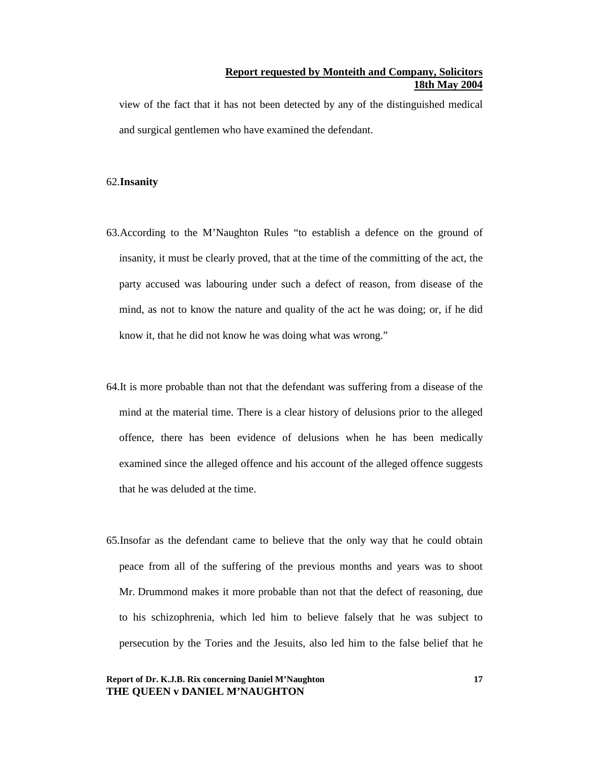view of the fact that it has not been detected by any of the distinguished medical and surgical gentlemen who have examined the defendant.

62. **Insanity**

63. According to the M'Naughton Rules "to establish a defence on the ground of insanity, it must be clearly proved, that at the time of the committing of the act, the party accused was labouring under such a defect of reason, from disease of the mind, as not to know the nature and quality of the act he was doing; or, if he did know it, that he did not know he was doing what was wrong."

64. It is more probable than not that the defendant was suffering from a disease of the mind at the material time. There is a clear history of delusions prior to the alleged offence, there has been evidence of delusions when he has been medically examined since the alleged offence and his account of the alleged offence suggests that he was deluded at the time.

65. Insofar as the defendant came to believe that the only way that he could obtain peace from all of the suffering of the previous months and years was to shoot Mr. Drummond makes it more probable than not that the defect of reasoning, due to his schizophrenia, which led him to believe falsely that he was subject to persecution by the Tories and the Jesuits, also led him to the false belief that he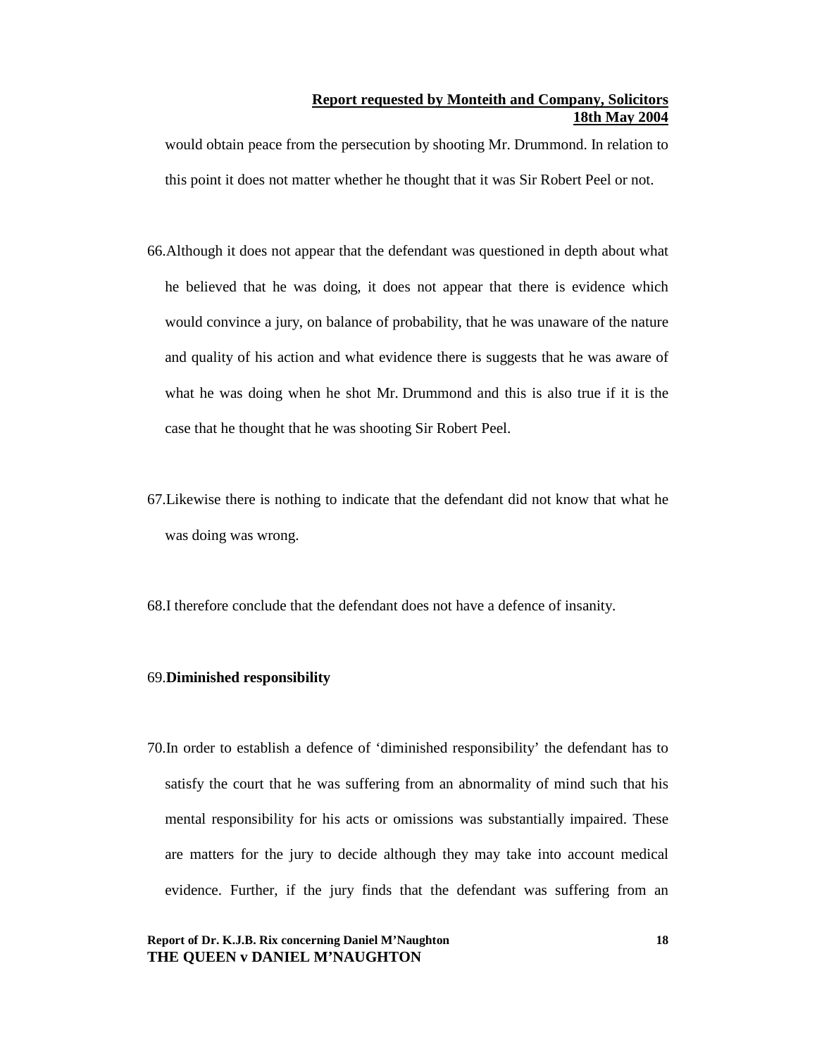would obtain peace from the persecution by shooting Mr. Drummond. In relation to this point it does not matter whether he thought that it was Sir Robert Peel or not.

66. Although it does not appear that the defendant was questioned in depth about what he believed that he was doing, it does not appear that there is evidence which would convince a jury, on balance of probability, that he was unaware of the nature and quality of his action and what evidence there is suggests that he was aware of what he was doing when he shot Mr. Drummond and this is also true if it is the case that he thought that he was shooting Sir Robert Peel.

67. Likewise there is nothing to indicate that the defendant did not know that what he was doing was wrong.

68. I therefore conclude that the defendant does not have a defence of insanity.

69. **Diminished responsibility**

70. In order to establish a defence of 'diminished responsibility' the defendant has to satisfy the court that he was suffering from an abnormality of mind such that his mental responsibility for his acts or omissions was substantially impaired. These are matters for the jury to decide although they may take into account medical evidence. Further, if the jury finds that the defendant was suffering from an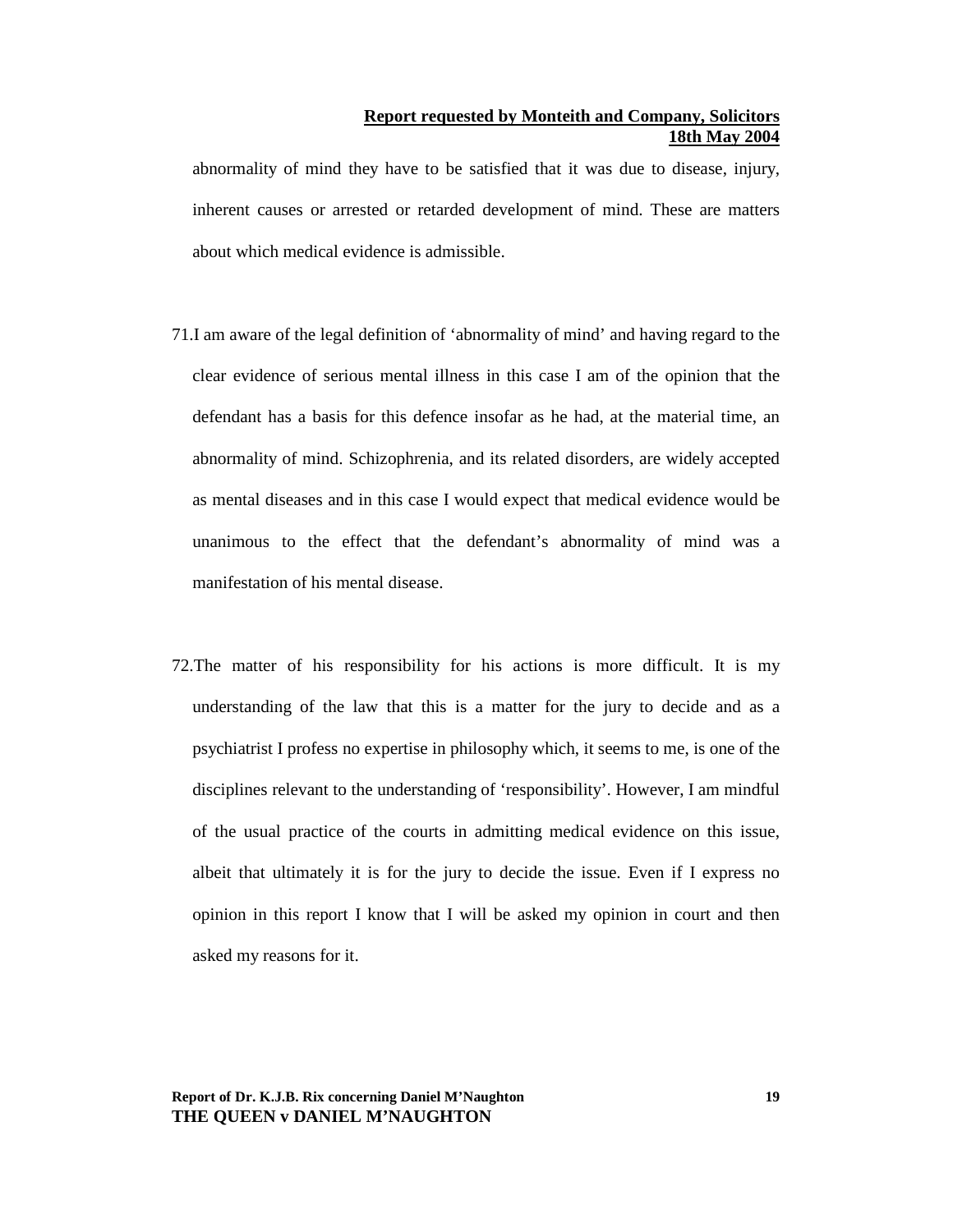abnormality of mind they have to be satisfied that it was due to disease, injury, inherent causes or arrested or retarded development of mind. These are matters about which medical evidence is admissible.

71. I am aware of the legal definition of 'abnormality of mind' and having regard to the clear evidence of serious mental illness in this case I am of the opinion that the defendant has a basis for this defence insofar as he had, at the material time, an abnormality of mind. Schizophrenia, and its related disorders, are widely accepted as mental diseases and in this case I would expect that medical evidence would be unanimous to the effect that the defendant's abnormality of mind was a manifestation of his mental disease.

72. The matter of his responsibility for his actions is more difficult. It is my understanding of the law that this is a matter for the jury to decide and as a psychiatrist I profess no expertise in philosophy which, it seems to me, is one of the disciplines relevant to the understanding of 'responsibility'. However, I am mindful of the usual practice of the courts in admitting medical evidence on this issue, albeit that ultimately it is for the jury to decide the issue. Even if I express no opinion in this report I know that I will be asked my opinion in court and then asked my reasons for it.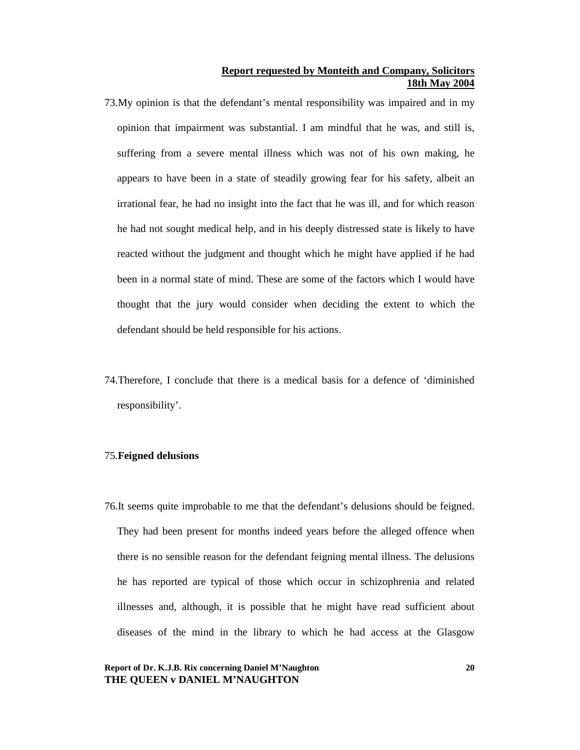73.My opinion is that the defendant's mental responsibility was impaired and in my opinion that impairment was substantial. I am mindful that he was, and still is, suffering from a severe mental illness which was not of his own making, he appears to have been in a state of steadily growing fear for his safety, albeit an irrational fear, he had no insight into the fact that he was ill, and for which reason he had not sought medical help, and in his deeply distressed state is likely to have reacted without the judgment and thought which he might have applied if he had been in a normal state of mind. These are some of the factors which I would have thought that the jury would consider when deciding the extent to which the defendant should be held responsible for his actions.

74.Therefore, I conclude that there is a medical basis for a defence of 'diminished responsibility'.

75.**Feigned delusions**

76.It seems quite improbable to me that the defendant's delusions should be feigned. They had been present for months indeed years before the alleged offence when there is no sensible reason for the defendant feigning mental illness. The delusions he has reported are typical of those which occur in schizophrenia and related illnesses and, although, it is possible that he might have read sufficient about diseases of the mind in the library to which he had access at the Glasgow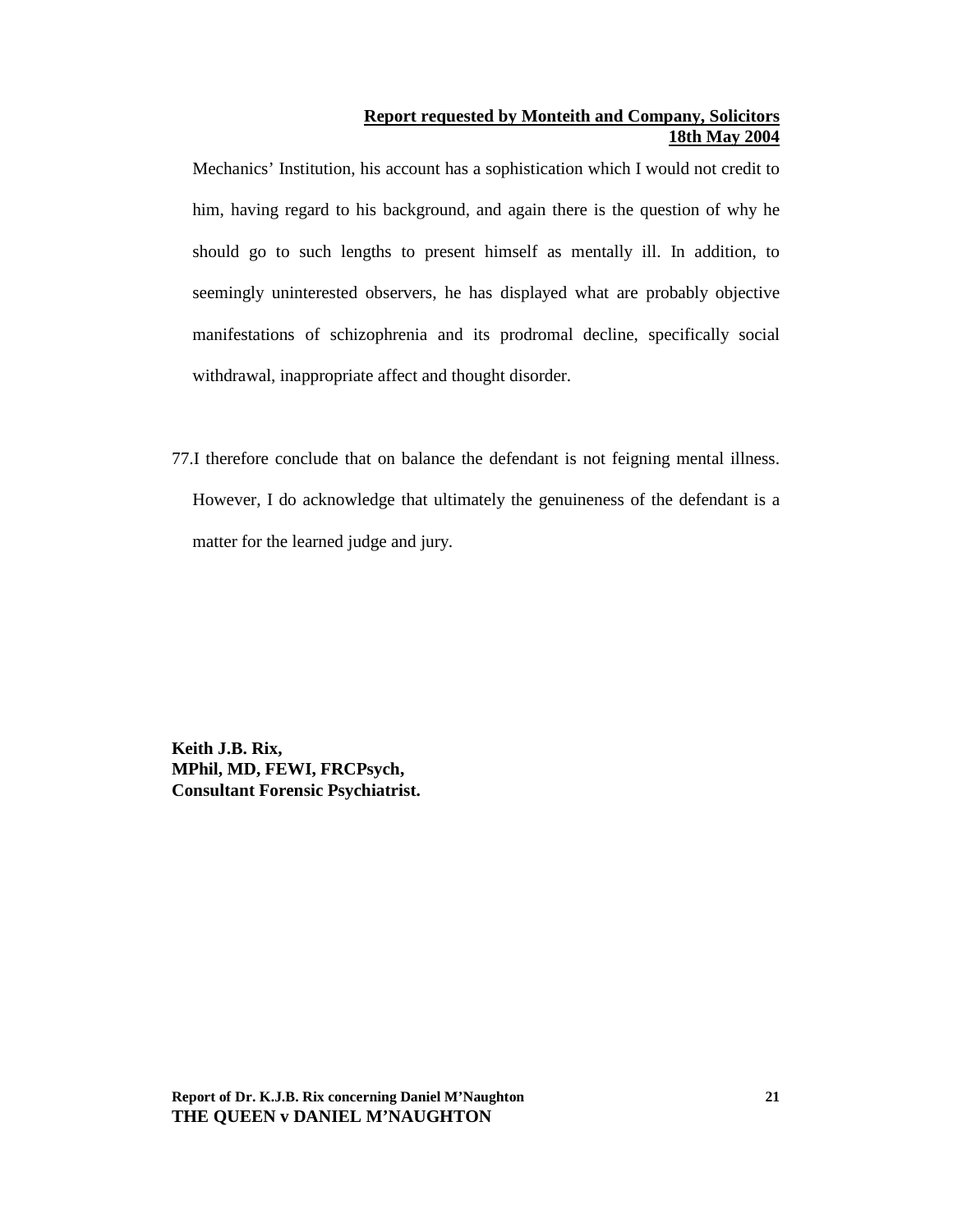Mechanics' Institution, his account has a sophistication which I would not credit to him, having regard to his background, and again there is the question of why he should go to such lengths to present himself as mentally ill. In addition, to seemingly uninterested observers, he has displayed what are probably objective manifestations of schizophrenia and its prodromal decline, specifically social withdrawal, inappropriate affect and thought disorder.

77. I therefore conclude that on balance the defendant is not feigning mental illness. However, I do acknowledge that ultimately the genuineness of the defendant is a matter for the learned judge and jury.

**Keith J.B. Rix,**
**MPhil, MD, FEWI, FRCPsych,**
**Consultant Forensic Psychiatrist.**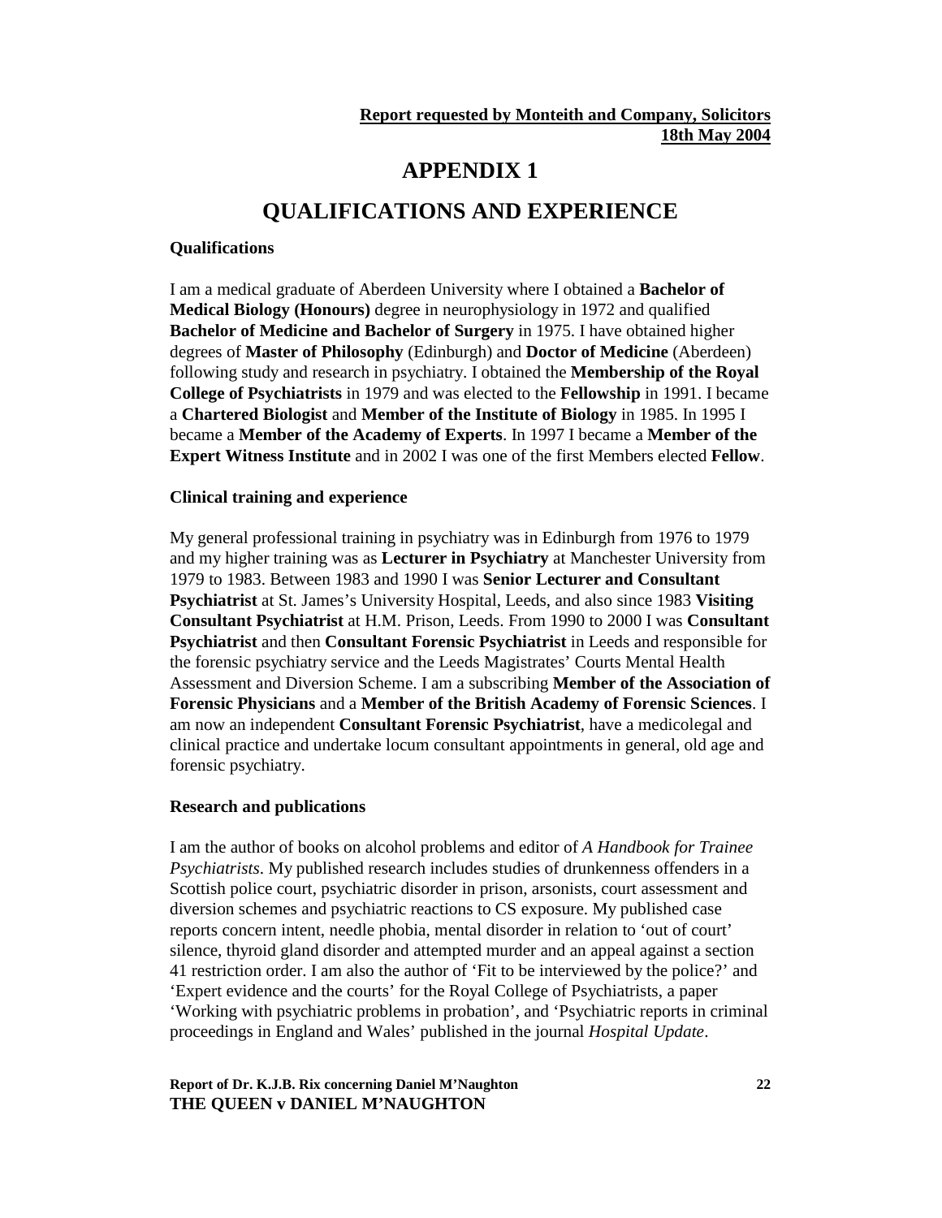**Report requested by Monteith and Company, Solicitors**
**18th May 2004**

# APPENDIX 1

# QUALIFICATIONS AND EXPERIENCE

### Qualifications

I am a medical graduate of Aberdeen University where I obtained a **Bachelor of Medical Biology (Honours)** degree in neurophysiology in 1972 and qualified **Bachelor of Medicine and Bachelor of Surgery** in 1975. I have obtained higher degrees of **Master of Philosophy** (Edinburgh) and **Doctor of Medicine** (Aberdeen) following study and research in psychiatry. I obtained the **Membership of the Royal College of Psychiatrists** in 1979 and was elected to the **Fellowship** in 1991. I became a **Chartered Biologist** and **Member of the Institute of Biology** in 1985. In 1995 I became a **Member of the Academy of Experts**. In 1997 I became a **Member of the Expert Witness Institute** and in 2002 I was one of the first Members elected **Fellow**.

### Clinical training and experience

My general professional training in psychiatry was in Edinburgh from 1976 to 1979 and my higher training was as **Lecturer in Psychiatry** at Manchester University from 1979 to 1983. Between 1983 and 1990 I was **Senior Lecturer and Consultant Psychiatrist** at St. James's University Hospital, Leeds, and also since 1983 **Visiting Consultant Psychiatrist** at H.M. Prison, Leeds. From 1990 to 2000 I was **Consultant Psychiatrist** and then **Consultant Forensic Psychiatrist** in Leeds and responsible for the forensic psychiatry service and the Leeds Magistrates' Courts Mental Health Assessment and Diversion Scheme. I am a subscribing **Member of the Association of Forensic Physicians** and a **Member of the British Academy of Forensic Sciences**. I am now an independent **Consultant Forensic Psychiatrist**, have a medicolegal and clinical practice and undertake locum consultant appointments in general, old age and forensic psychiatry.

### Research and publications

I am the author of books on alcohol problems and editor of *A Handbook for Trainee Psychiatrists*. My published research includes studies of drunkenness offenders in a Scottish police court, psychiatric disorder in prison, arsonists, court assessment and diversion schemes and psychiatric reactions to CS exposure. My published case reports concern intent, needle phobia, mental disorder in relation to 'out of court' silence, thyroid gland disorder and attempted murder and an appeal against a section 41 restriction order. I am also the author of 'Fit to be interviewed by the police?' and 'Expert evidence and the courts' for the Royal College of Psychiatrists, a paper 'Working with psychiatric problems in probation', and 'Psychiatric reports in criminal proceedings in England and Wales' published in the journal *Hospital Update*.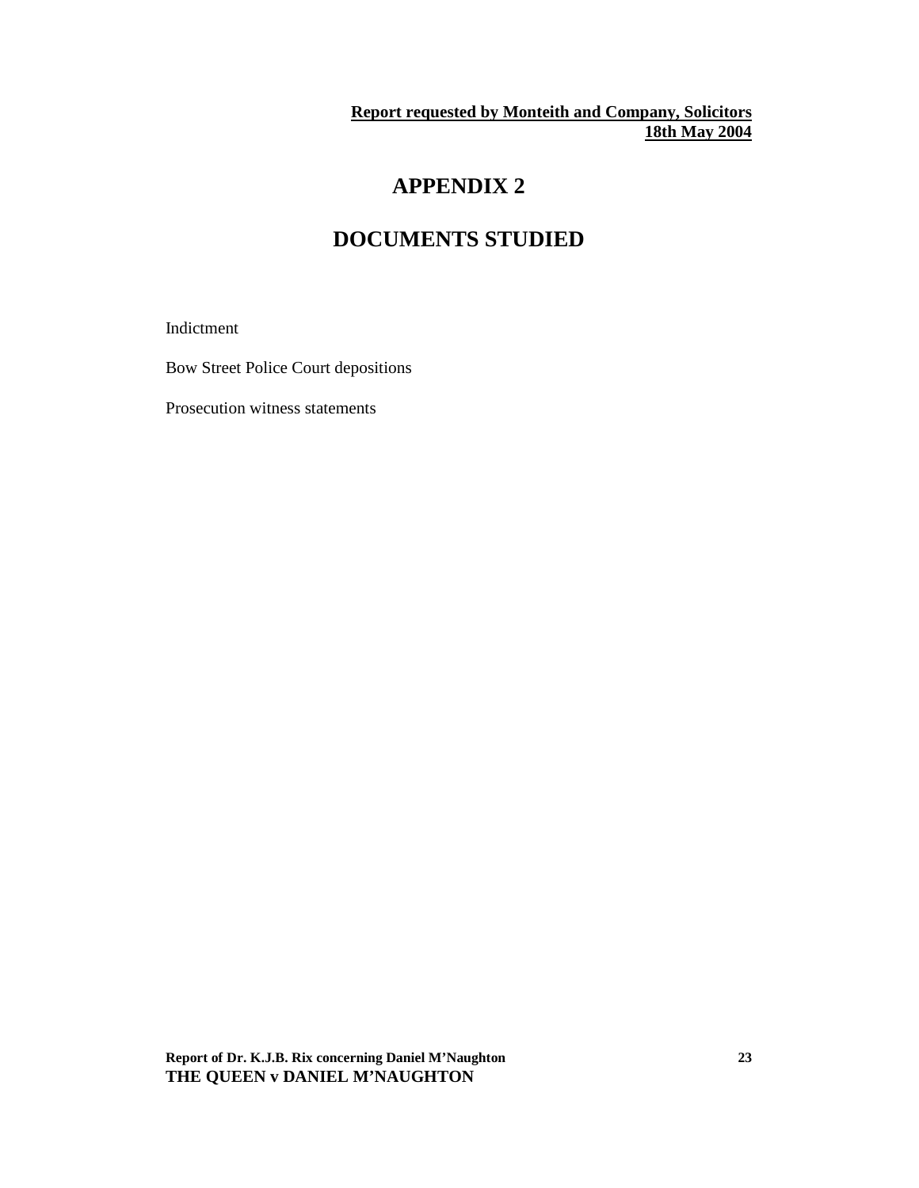# APPENDIX 2

# DOCUMENTS STUDIED

Indictment

Bow Street Police Court depositions

Prosecution witness statements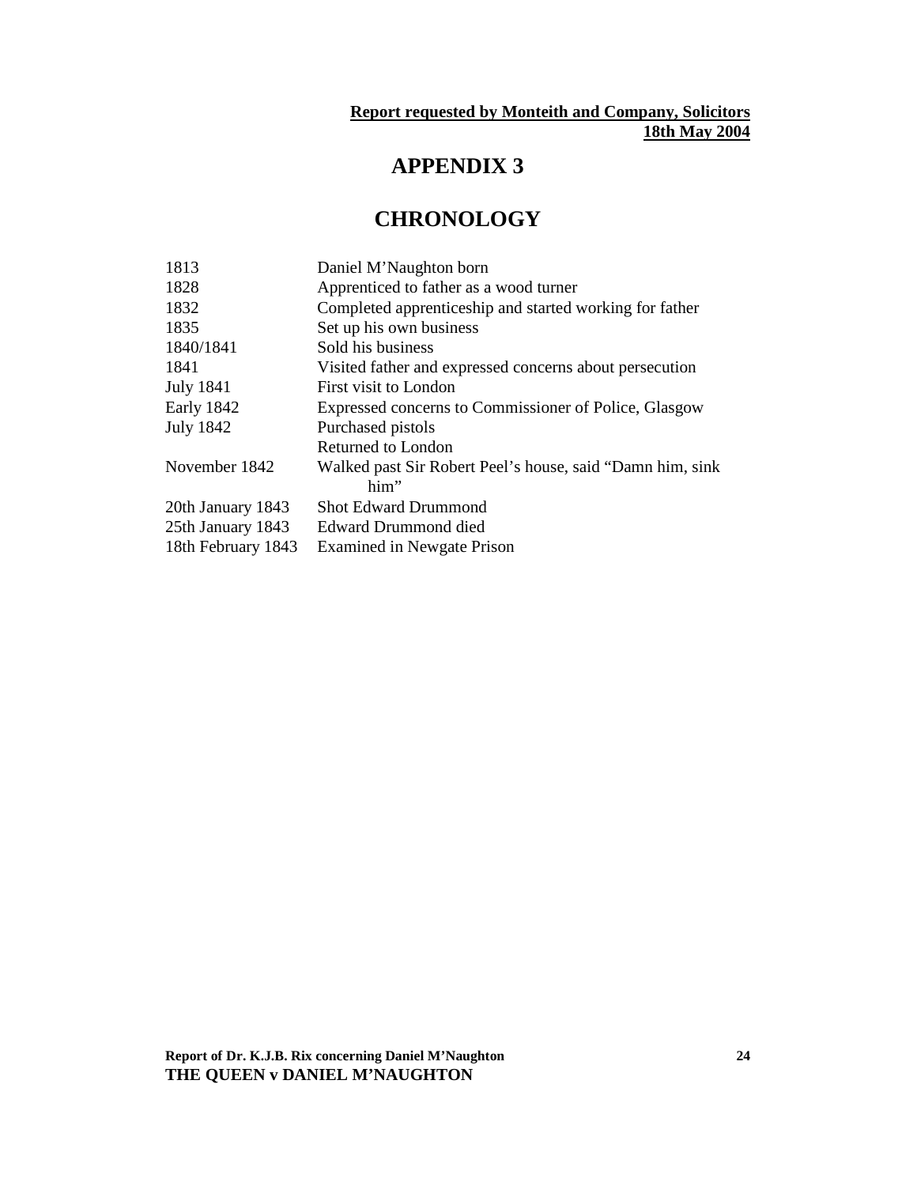# APPENDIX 3

# CHRONOLOGY

| | |
|---|---|
| 1813 | Daniel M'Naughton born |
| 1828 | Apprenticed to father as a wood turner |
| 1832 | Completed apprenticeship and started working for father |
| 1835 | Set up his own business |
| 1840/1841 | Sold his business |
| 1841 | Visited father and expressed concerns about persecution |
| July 1841 | First visit to London |
| Early 1842 | Expressed concerns to Commissioner of Police, Glasgow |
| July 1842 | Purchased pistols |
| | Returned to London |
| November 1842 | Walked past Sir Robert Peel's house, said "Damn him, sink him" |
| 20th January 1843 | Shot Edward Drummond |
| 25th January 1843 | Edward Drummond died |
| 18th February 1843 | Examined in Newgate Prison |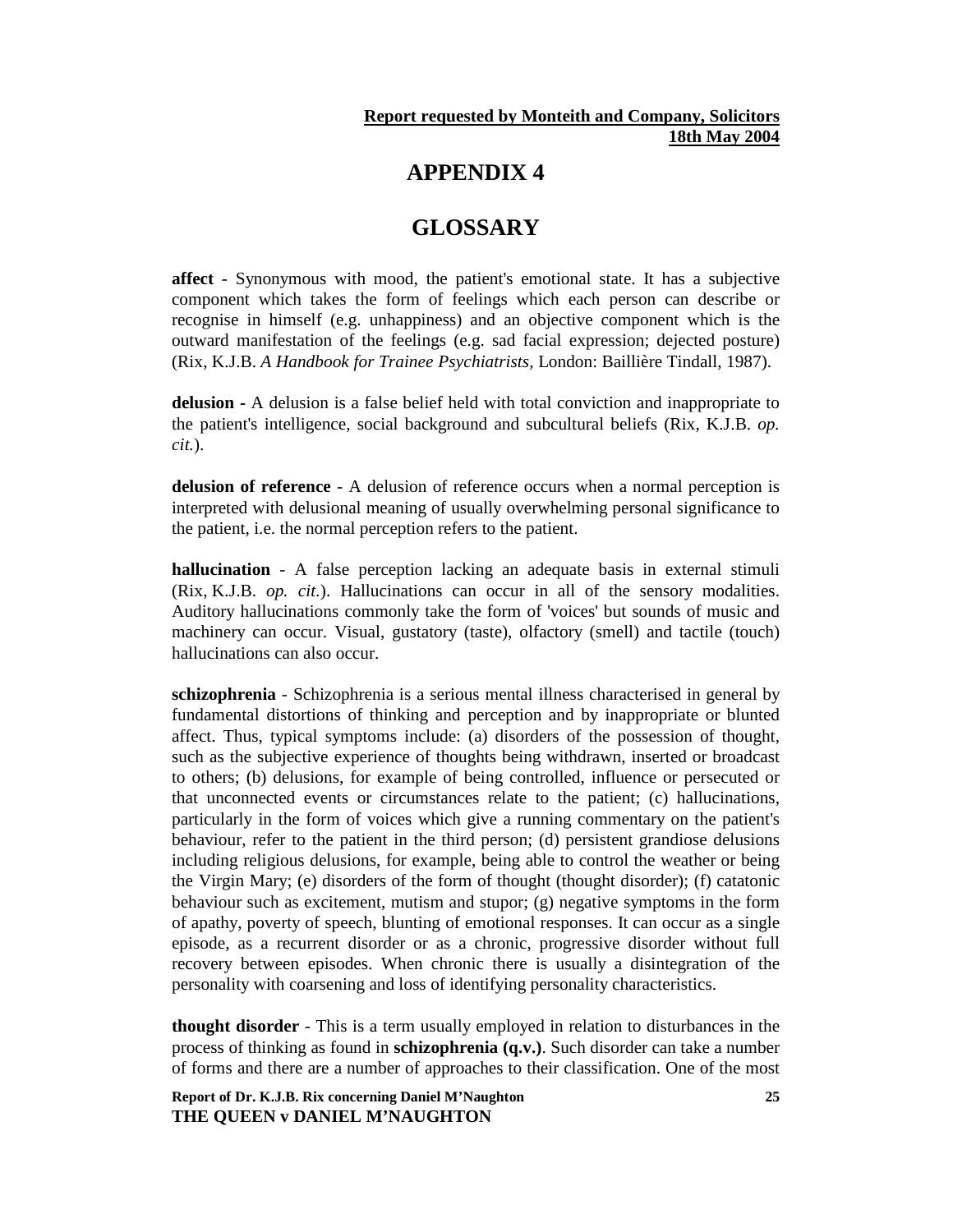**Report requested by Monteith and Company, Solicitors**
**18th May 2004**

# APPENDIX 4

# GLOSSARY

**affect** - Synonymous with mood, the patient's emotional state. It has a subjective component which takes the form of feelings which each person can describe or recognise in himself (e.g. unhappiness) and an objective component which is the outward manifestation of the feelings (e.g. sad facial expression; dejected posture) (Rix, K.J.B. *A Handbook for Trainee Psychiatrists*, London: Baillière Tindall, 1987).

**delusion** - A delusion is a false belief held with total conviction and inappropriate to the patient's intelligence, social background and subcultural beliefs (Rix, K.J.B. *op. cit.*).

**delusion of reference** - A delusion of reference occurs when a normal perception is interpreted with delusional meaning of usually overwhelming personal significance to the patient, i.e. the normal perception refers to the patient.

**hallucination** - A false perception lacking an adequate basis in external stimuli (Rix, K.J.B. *op. cit.*). Hallucinations can occur in all of the sensory modalities. Auditory hallucinations commonly take the form of 'voices' but sounds of music and machinery can occur. Visual, gustatory (taste), olfactory (smell) and tactile (touch) hallucinations can also occur.

**schizophrenia** - Schizophrenia is a serious mental illness characterised in general by fundamental distortions of thinking and perception and by inappropriate or blunted affect. Thus, typical symptoms include: (a) disorders of the possession of thought, such as the subjective experience of thoughts being withdrawn, inserted or broadcast to others; (b) delusions, for example of being controlled, influence or persecuted or that unconnected events or circumstances relate to the patient; (c) hallucinations, particularly in the form of voices which give a running commentary on the patient's behaviour, refer to the patient in the third person; (d) persistent grandiose delusions including religious delusions, for example, being able to control the weather or being the Virgin Mary; (e) disorders of the form of thought (thought disorder); (f) catatonic behaviour such as excitement, mutism and stupor; (g) negative symptoms in the form of apathy, poverty of speech, blunting of emotional responses. It can occur as a single episode, as a recurrent disorder or as a chronic, progressive disorder without full recovery between episodes. When chronic there is usually a disintegration of the personality with coarsening and loss of identifying personality characteristics.

**thought disorder** - This is a term usually employed in relation to disturbances in the process of thinking as found in **schizophrenia (q.v.)**. Such disorder can take a number of forms and there are a number of approaches to their classification. One of the most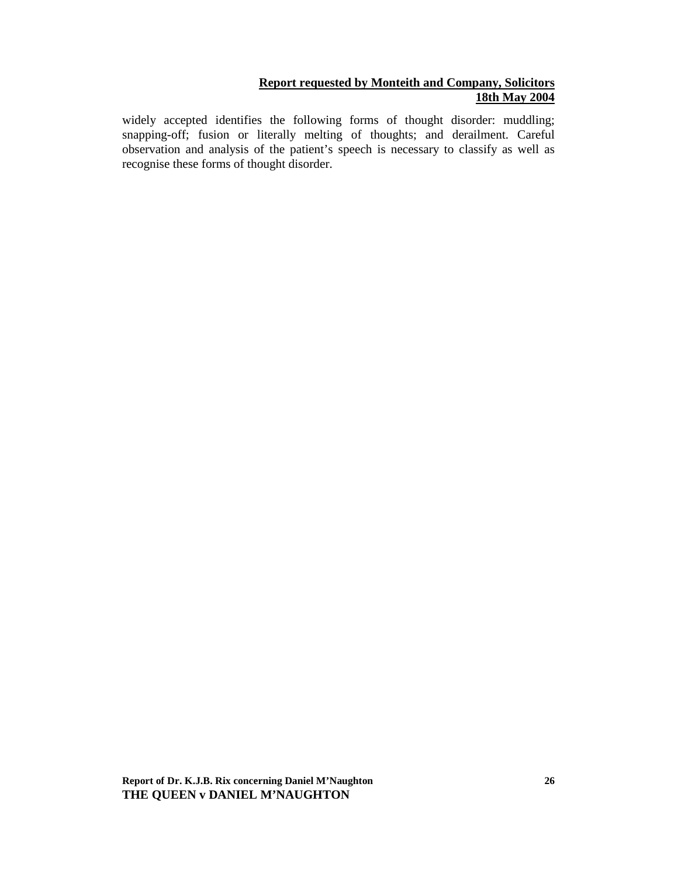widely accepted identifies the following forms of thought disorder: muddling; snapping-off; fusion or literally melting of thoughts; and derailment. Careful observation and analysis of the patient's speech is necessary to classify as well as recognise these forms of thought disorder.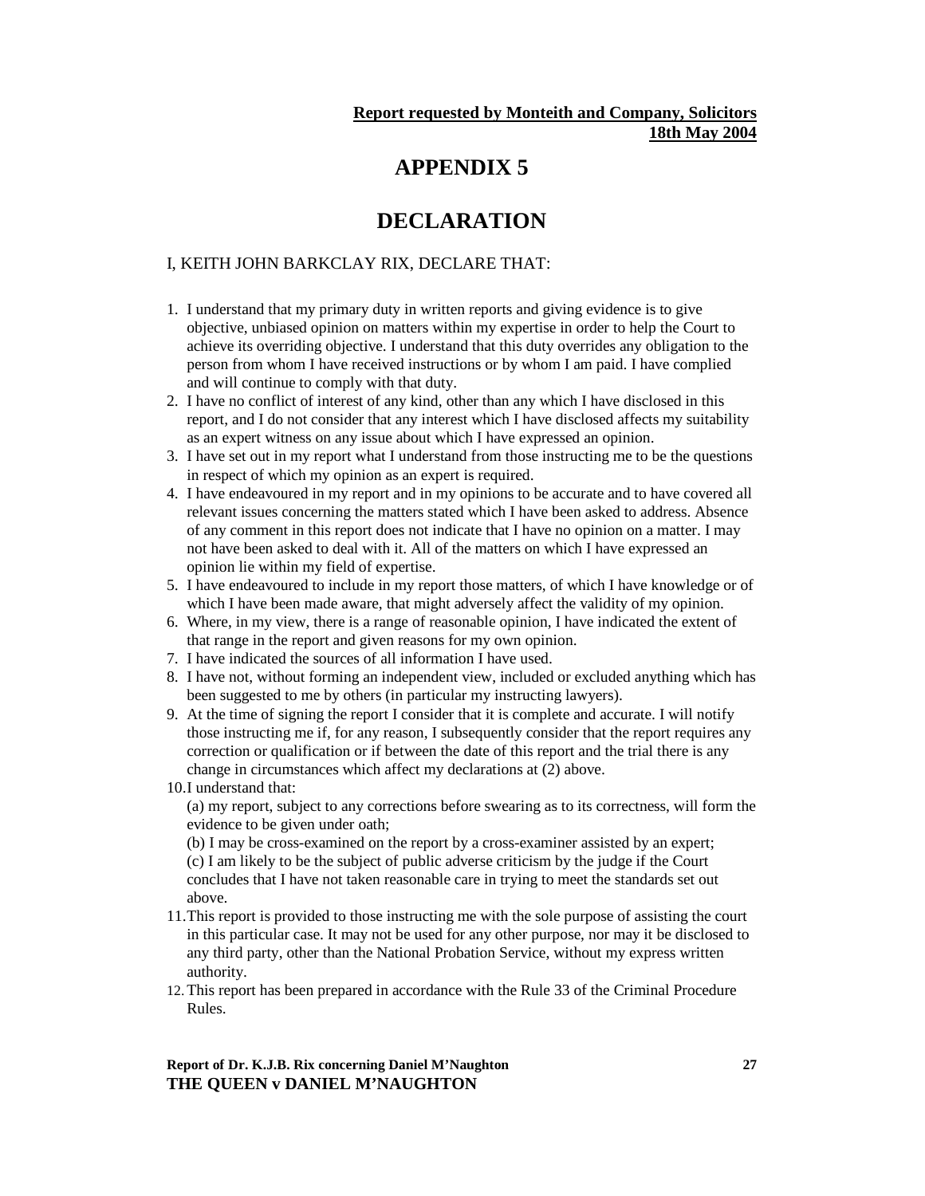# APPENDIX 5

# DECLARATION

I, KEITH JOHN BARKCLAY RIX, DECLARE THAT:

1. I understand that my primary duty in written reports and giving evidence is to give objective, unbiased opinion on matters within my expertise in order to help the Court to achieve its overriding objective. I understand that this duty overrides any obligation to the person from whom I have received instructions or by whom I am paid. I have complied and will continue to comply with that duty.
2. I have no conflict of interest of any kind, other than any which I have disclosed in this report, and I do not consider that any interest which I have disclosed affects my suitability as an expert witness on any issue about which I have expressed an opinion.
3. I have set out in my report what I understand from those instructing me to be the questions in respect of which my opinion as an expert is required.
4. I have endeavoured in my report and in my opinions to be accurate and to have covered all relevant issues concerning the matters stated which I have been asked to address. Absence of any comment in this report does not indicate that I have no opinion on a matter. I may not have been asked to deal with it. All of the matters on which I have expressed an opinion lie within my field of expertise.
5. I have endeavoured to include in my report those matters, of which I have knowledge or of which I have been made aware, that might adversely affect the validity of my opinion.
6. Where, in my view, there is a range of reasonable opinion, I have indicated the extent of that range in the report and given reasons for my own opinion.
7. I have indicated the sources of all information I have used.
8. I have not, without forming an independent view, included or excluded anything which has been suggested to me by others (in particular my instructing lawyers).
9. At the time of signing the report I consider that it is complete and accurate. I will notify those instructing me if, for any reason, I subsequently consider that the report requires any correction or qualification or if between the date of this report and the trial there is any change in circumstances which affect my declarations at (2) above.
10. I understand that:

    (a) my report, subject to any corrections before swearing as to its correctness, will form the evidence to be given under oath;

    (b) I may be cross-examined on the report by a cross-examiner assisted by an expert;

    (c) I am likely to be the subject of public adverse criticism by the judge if the Court concludes that I have not taken reasonable care in trying to meet the standards set out above.
11. This report is provided to those instructing me with the sole purpose of assisting the court in this particular case. It may not be used for any other purpose, nor may it be disclosed to any third party, other than the National Probation Service, without my express written authority.
12. This report has been prepared in accordance with the Rule 33 of the Criminal Procedure Rules.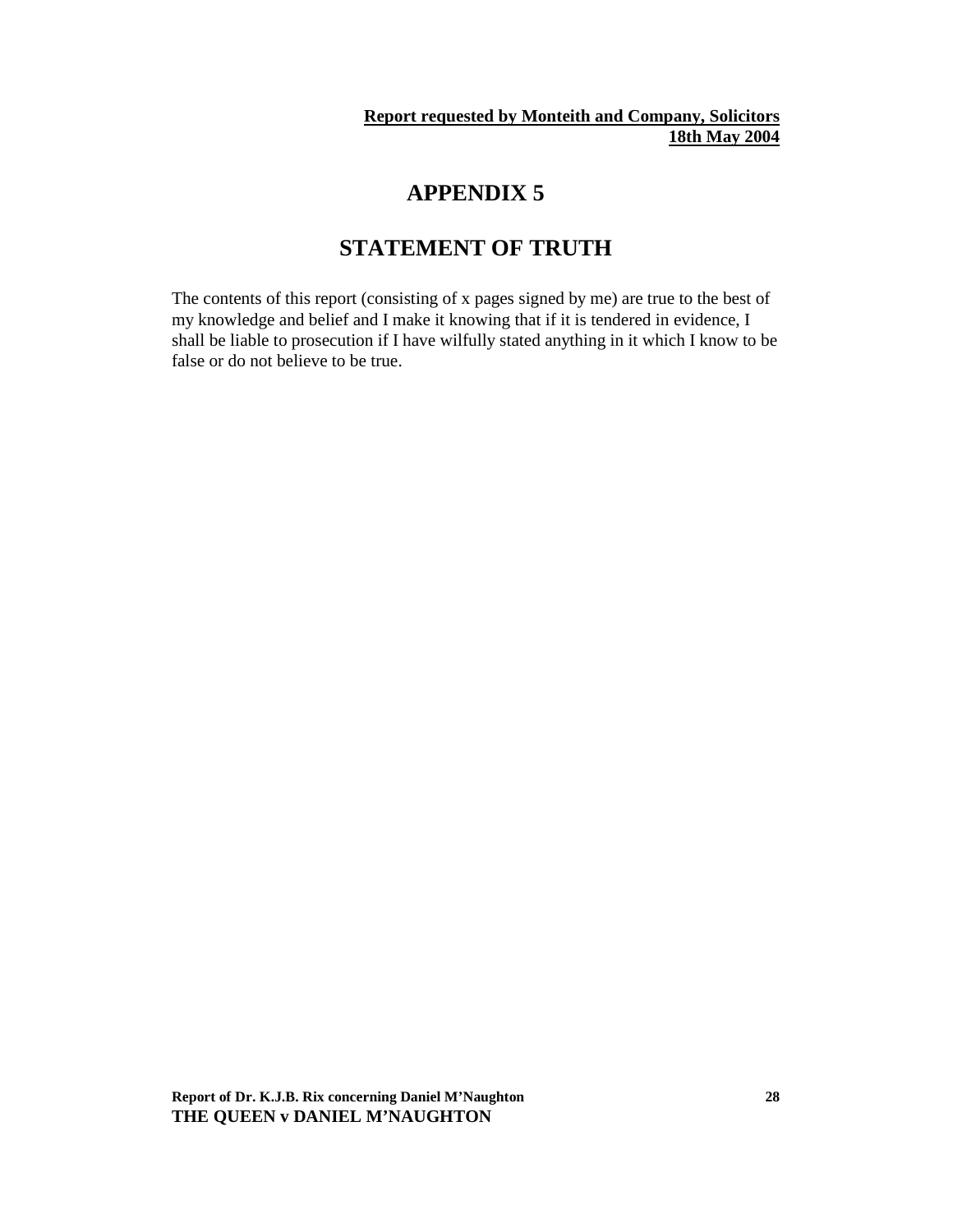**Report requested by Monteith and Company, Solicitors**
**18th May 2004**

# APPENDIX 5

# STATEMENT OF TRUTH

The contents of this report (consisting of x pages signed by me) are true to the best of my knowledge and belief and I make it knowing that if it is tendered in evidence, I shall be liable to prosecution if I have wilfully stated anything in it which I know to be false or do not believe to be true.